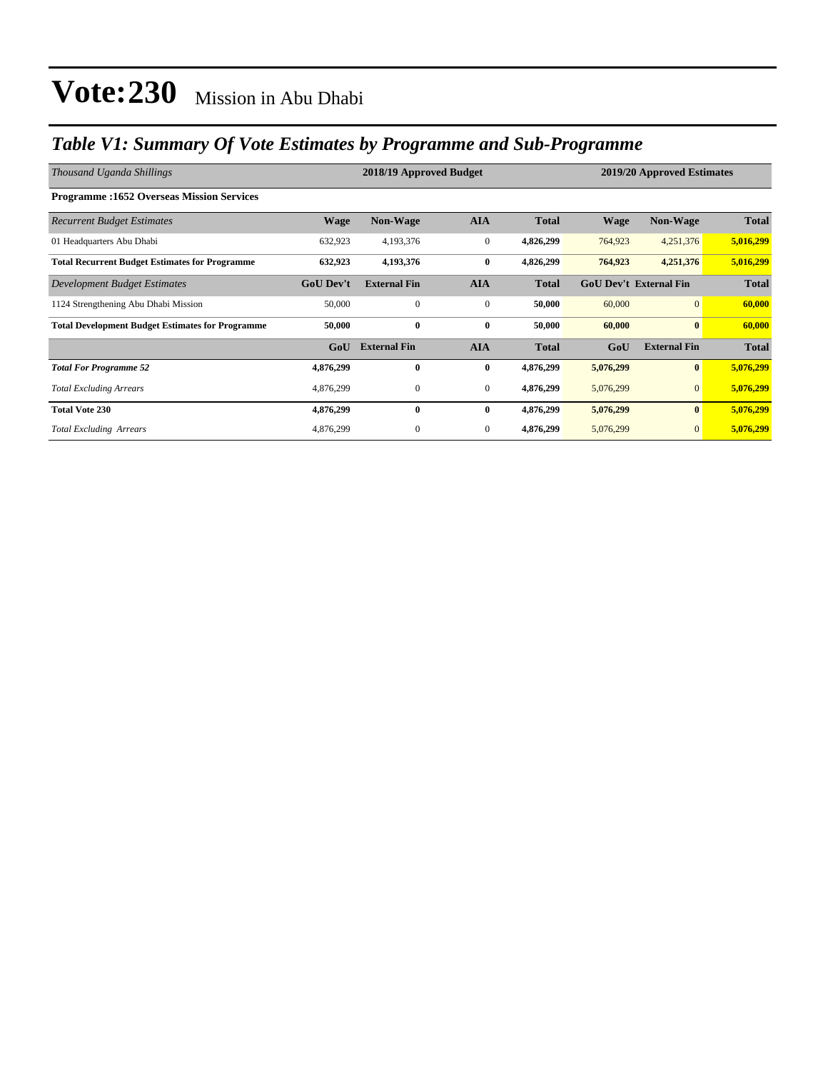# Vote:230 Mission in Abu Dhabi

## *Table V1: Summary Of Vote Estimates by Programme and Sub-Programme*

| *Thousand Uganda Shillings* | 2018/19 Approved Budget | | | | 2019/20 Approved Estimates | | |
|---|---|---|---|---|---|---|---|
| **Programme :1652 Overseas Mission Services** | | | | | | | |
| *Recurrent Budget Estimates* | **Wage** | **Non-Wage** | **AIA** | **Total** | **Wage** | **Non-Wage** | **Total** |
| 01 Headquarters Abu Dhabi | 632,923 | 4,193,376 | 0 | **4,826,299** | 764,923 | 4,251,376 | **5,016,299** |
| **Total Recurrent Budget Estimates for Programme** | **632,923** | **4,193,376** | **0** | **4,826,299** | **764,923** | **4,251,376** | **5,016,299** |
| *Development Budget Estimates* | **GoU Dev't** | **External Fin** | **AIA** | **Total** | **GoU Dev't** | **External Fin** | **Total** |
| 1124 Strengthening Abu Dhabi Mission | 50,000 | 0 | 0 | **50,000** | 60,000 | 0 | **60,000** |
| **Total Development Budget Estimates for Programme** | **50,000** | **0** | **0** | **50,000** | **60,000** | **0** | **60,000** |
| | **GoU** | **External Fin** | **AIA** | **Total** | **GoU** | **External Fin** | **Total** |
| ***Total For Programme 52*** | **4,876,299** | **0** | **0** | **4,876,299** | **5,076,299** | **0** | **5,076,299** |
| *Total Excluding Arrears* | 4,876,299 | 0 | 0 | **4,876,299** | 5,076,299 | 0 | **5,076,299** |
| **Total Vote 230** | **4,876,299** | **0** | **0** | **4,876,299** | **5,076,299** | **0** | **5,076,299** |
| *Total Excluding Arrears* | 4,876,299 | 0 | 0 | **4,876,299** | 5,076,299 | 0 | **5,076,299** |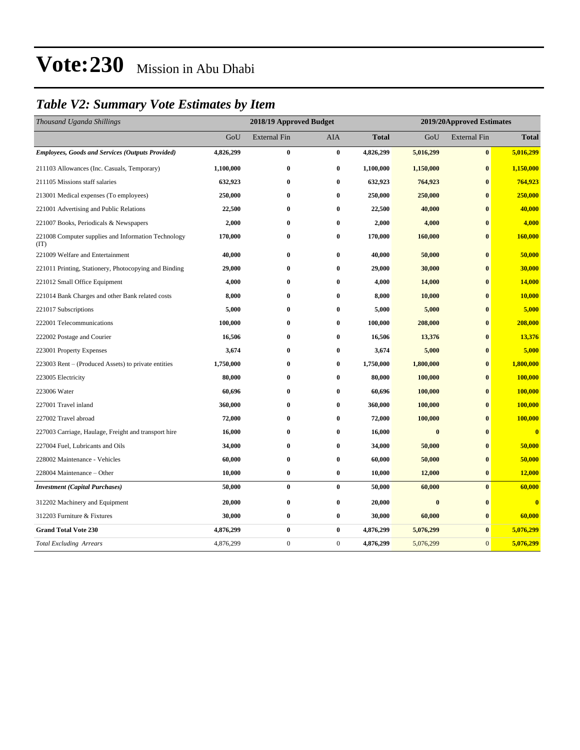# Vote:230 Mission in Abu Dhabi

## *Table V2: Summary Vote Estimates by Item*

| *Thousand Uganda Shillings* | 2018/19 Approved Budget | | | | 2019/20Approved Estimates | | |
|---|---|---|---|---|---|---|---|
| | GoU | External Fin | AIA | **Total** | GoU | External Fin | **Total** |
| ***Employees, Goods and Services (Outputs Provided)*** | **4,826,299** | **0** | **0** | **4,826,299** | **5,016,299** | **0** | **5,016,299** |
| 211103 Allowances (Inc. Casuals, Temporary) | **1,100,000** | **0** | **0** | **1,100,000** | **1,150,000** | **0** | **1,150,000** |
| 211105 Missions staff salaries | **632,923** | **0** | **0** | **632,923** | **764,923** | **0** | **764,923** |
| 213001 Medical expenses (To employees) | **250,000** | **0** | **0** | **250,000** | **250,000** | **0** | **250,000** |
| 221001 Advertising and Public Relations | **22,500** | **0** | **0** | **22,500** | **40,000** | **0** | **40,000** |
| 221007 Books, Periodicals & Newspapers | **2,000** | **0** | **0** | **2,000** | **4,000** | **0** | **4,000** |
| 221008 Computer supplies and Information Technology (IT) | **170,000** | **0** | **0** | **170,000** | **160,000** | **0** | **160,000** |
| 221009 Welfare and Entertainment | **40,000** | **0** | **0** | **40,000** | **50,000** | **0** | **50,000** |
| 221011 Printing, Stationery, Photocopying and Binding | **29,000** | **0** | **0** | **29,000** | **30,000** | **0** | **30,000** |
| 221012 Small Office Equipment | **4,000** | **0** | **0** | **4,000** | **14,000** | **0** | **14,000** |
| 221014 Bank Charges and other Bank related costs | **8,000** | **0** | **0** | **8,000** | **10,000** | **0** | **10,000** |
| 221017 Subscriptions | **5,000** | **0** | **0** | **5,000** | **5,000** | **0** | **5,000** |
| 222001 Telecommunications | **100,000** | **0** | **0** | **100,000** | **208,000** | **0** | **208,000** |
| 222002 Postage and Courier | **16,506** | **0** | **0** | **16,506** | **13,376** | **0** | **13,376** |
| 223001 Property Expenses | **3,674** | **0** | **0** | **3,674** | **5,000** | **0** | **5,000** |
| 223003 Rent – (Produced Assets) to private entities | **1,750,000** | **0** | **0** | **1,750,000** | **1,800,000** | **0** | **1,800,000** |
| 223005 Electricity | **80,000** | **0** | **0** | **80,000** | **100,000** | **0** | **100,000** |
| 223006 Water | **60,696** | **0** | **0** | **60,696** | **100,000** | **0** | **100,000** |
| 227001 Travel inland | **360,000** | **0** | **0** | **360,000** | **100,000** | **0** | **100,000** |
| 227002 Travel abroad | **72,000** | **0** | **0** | **72,000** | **100,000** | **0** | **100,000** |
| 227003 Carriage, Haulage, Freight and transport hire | **16,000** | **0** | **0** | **16,000** | **0** | **0** | **0** |
| 227004 Fuel, Lubricants and Oils | **34,000** | **0** | **0** | **34,000** | **50,000** | **0** | **50,000** |
| 228002 Maintenance - Vehicles | **60,000** | **0** | **0** | **60,000** | **50,000** | **0** | **50,000** |
| 228004 Maintenance – Other | **10,000** | **0** | **0** | **10,000** | **12,000** | **0** | **12,000** |
| ***Investment (Capital Purchases)*** | **50,000** | **0** | **0** | **50,000** | **60,000** | **0** | **60,000** |
| 312202 Machinery and Equipment | **20,000** | **0** | **0** | **20,000** | **0** | **0** | **0** |
| 312203 Furniture & Fixtures | **30,000** | **0** | **0** | **30,000** | **60,000** | **0** | **60,000** |
| **Grand Total Vote 230** | **4,876,299** | **0** | **0** | **4,876,299** | **5,076,299** | **0** | **5,076,299** |
| *Total Excluding Arrears* | 4,876,299 | 0 | 0 | **4,876,299** | 5,076,299 | 0 | **5,076,299** |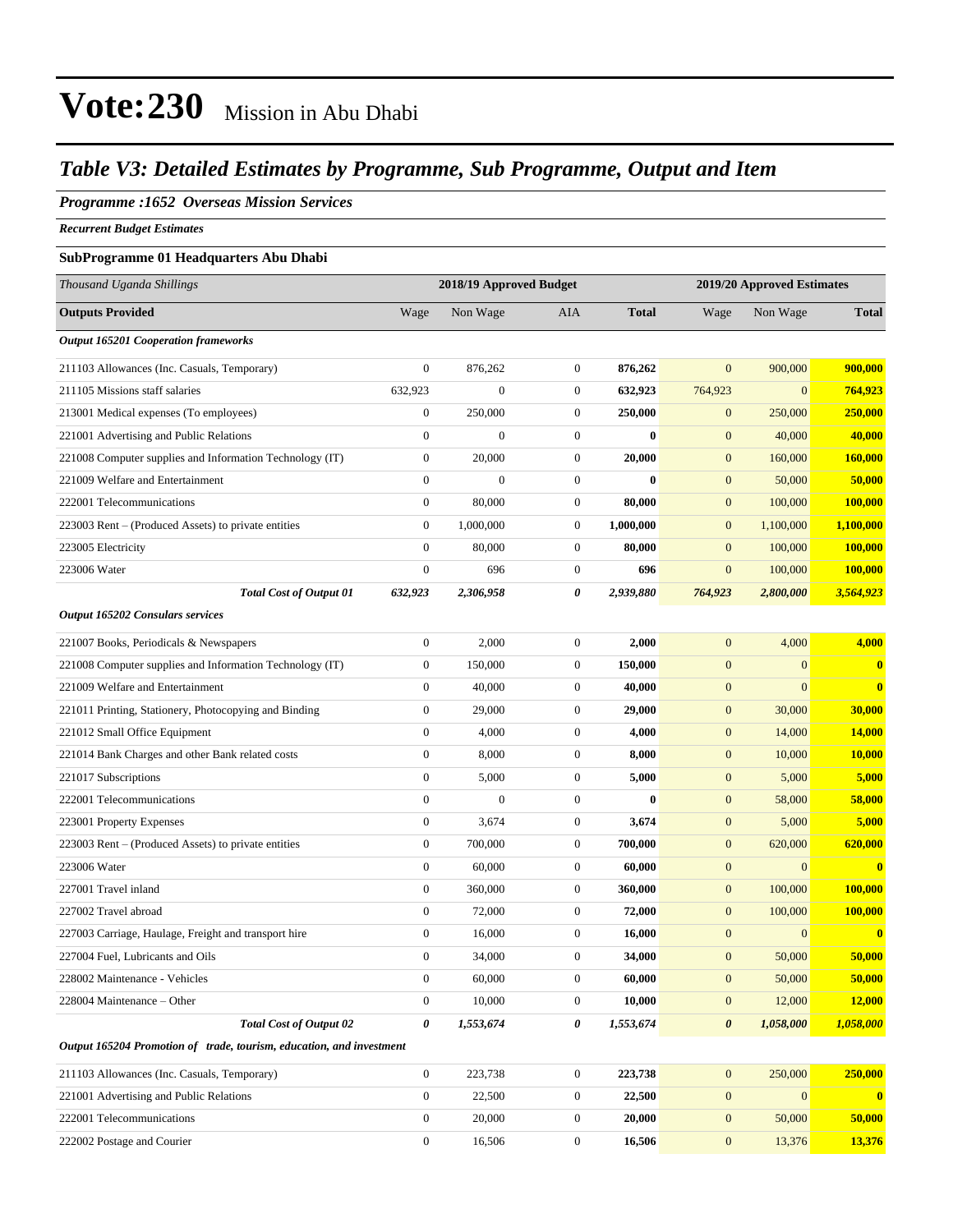# Vote:230 Mission in Abu Dhabi

## Table V3: Detailed Estimates by Programme, Sub Programme, Output and Item

### Programme :1652 Overseas Mission Services

*Recurrent Budget Estimates*

**SubProgramme 01 Headquarters Abu Dhabi**

| *Thousand Uganda Shillings* | 2018/19 Approved Budget | | | | 2019/20 Approved Estimates | | |
|---|---|---|---|---|---|---|---|
| **Outputs Provided** | Wage | Non Wage | AIA | **Total** | Wage | Non Wage | **Total** |
| ***Output 165201 Cooperation frameworks*** | | | | | | | |
| 211103 Allowances (Inc. Casuals, Temporary) | 0 | 876,262 | 0 | **876,262** | 0 | 900,000 | **900,000** |
| 211105 Missions staff salaries | 632,923 | 0 | 0 | **632,923** | 764,923 | 0 | **764,923** |
| 213001 Medical expenses (To employees) | 0 | 250,000 | 0 | **250,000** | 0 | 250,000 | **250,000** |
| 221001 Advertising and Public Relations | 0 | 0 | 0 | **0** | 0 | 40,000 | **40,000** |
| 221008 Computer supplies and Information Technology (IT) | 0 | 20,000 | 0 | **20,000** | 0 | 160,000 | **160,000** |
| 221009 Welfare and Entertainment | 0 | 0 | 0 | **0** | 0 | 50,000 | **50,000** |
| 222001 Telecommunications | 0 | 80,000 | 0 | **80,000** | 0 | 100,000 | **100,000** |
| 223003 Rent – (Produced Assets) to private entities | 0 | 1,000,000 | 0 | **1,000,000** | 0 | 1,100,000 | **1,100,000** |
| 223005 Electricity | 0 | 80,000 | 0 | **80,000** | 0 | 100,000 | **100,000** |
| 223006 Water | 0 | 696 | 0 | **696** | 0 | 100,000 | **100,000** |
| ***Total Cost of Output 01*** | ***632,923*** | ***2,306,958*** | ***0*** | ***2,939,880*** | ***764,923*** | ***2,800,000*** | ***3,564,923*** |
| ***Output 165202 Consulars services*** | | | | | | | |
| 221007 Books, Periodicals & Newspapers | 0 | 2,000 | 0 | **2,000** | 0 | 4,000 | **4,000** |
| 221008 Computer supplies and Information Technology (IT) | 0 | 150,000 | 0 | **150,000** | 0 | 0 | **0** |
| 221009 Welfare and Entertainment | 0 | 40,000 | 0 | **40,000** | 0 | 0 | **0** |
| 221011 Printing, Stationery, Photocopying and Binding | 0 | 29,000 | 0 | **29,000** | 0 | 30,000 | **30,000** |
| 221012 Small Office Equipment | 0 | 4,000 | 0 | **4,000** | 0 | 14,000 | **14,000** |
| 221014 Bank Charges and other Bank related costs | 0 | 8,000 | 0 | **8,000** | 0 | 10,000 | **10,000** |
| 221017 Subscriptions | 0 | 5,000 | 0 | **5,000** | 0 | 5,000 | **5,000** |
| 222001 Telecommunications | 0 | 0 | 0 | **0** | 0 | 58,000 | **58,000** |
| 223001 Property Expenses | 0 | 3,674 | 0 | **3,674** | 0 | 5,000 | **5,000** |
| 223003 Rent – (Produced Assets) to private entities | 0 | 700,000 | 0 | **700,000** | 0 | 620,000 | **620,000** |
| 223006 Water | 0 | 60,000 | 0 | **60,000** | 0 | 0 | **0** |
| 227001 Travel inland | 0 | 360,000 | 0 | **360,000** | 0 | 100,000 | **100,000** |
| 227002 Travel abroad | 0 | 72,000 | 0 | **72,000** | 0 | 100,000 | **100,000** |
| 227003 Carriage, Haulage, Freight and transport hire | 0 | 16,000 | 0 | **16,000** | 0 | 0 | **0** |
| 227004 Fuel, Lubricants and Oils | 0 | 34,000 | 0 | **34,000** | 0 | 50,000 | **50,000** |
| 228002 Maintenance - Vehicles | 0 | 60,000 | 0 | **60,000** | 0 | 50,000 | **50,000** |
| 228004 Maintenance – Other | 0 | 10,000 | 0 | **10,000** | 0 | 12,000 | **12,000** |
| ***Total Cost of Output 02*** | ***0*** | ***1,553,674*** | ***0*** | ***1,553,674*** | ***0*** | ***1,058,000*** | ***1,058,000*** |
| ***Output 165204 Promotion of trade, tourism, education, and investment*** | | | | | | | |
| 211103 Allowances (Inc. Casuals, Temporary) | 0 | 223,738 | 0 | **223,738** | 0 | 250,000 | **250,000** |
| 221001 Advertising and Public Relations | 0 | 22,500 | 0 | **22,500** | 0 | 0 | **0** |
| 222001 Telecommunications | 0 | 20,000 | 0 | **20,000** | 0 | 50,000 | **50,000** |
| 222002 Postage and Courier | 0 | 16,506 | 0 | **16,506** | 0 | 13,376 | **13,376** |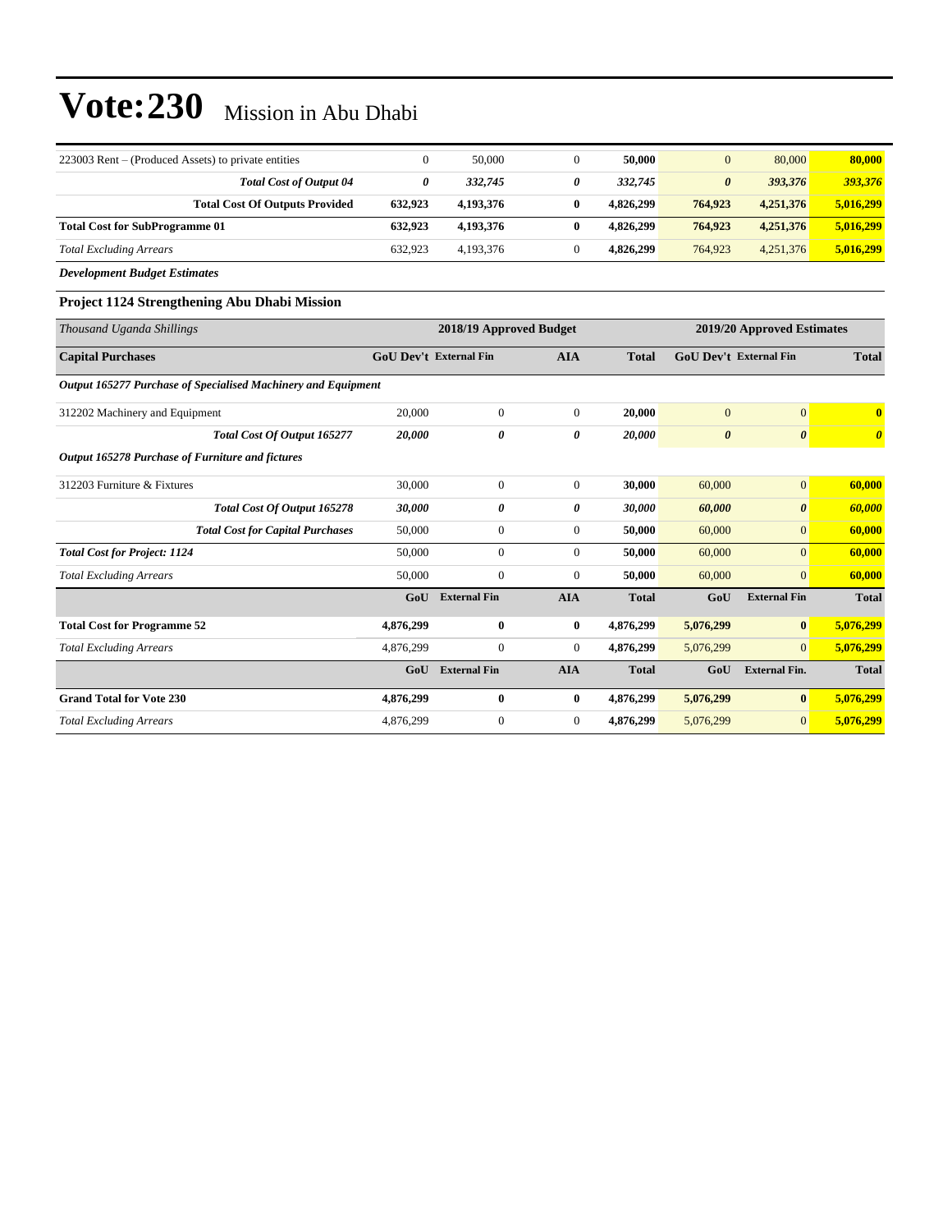# Vote:230 Mission in Abu Dhabi

| | | | | | | | |
|---|---|---|---|---|---|---|---|
| 223003 Rent – (Produced Assets) to private entities | 0 | 50,000 | 0 | **50,000** | 0 | 80,000 | **80,000** |
| ***Total Cost of Output 04*** | ***0*** | ***332,745*** | ***0*** | ***332,745*** | ***0*** | ***393,376*** | ***393,376*** |
| **Total Cost Of Outputs Provided** | **632,923** | **4,193,376** | **0** | **4,826,299** | **764,923** | **4,251,376** | **5,016,299** |
| **Total Cost for SubProgramme 01** | **632,923** | **4,193,376** | **0** | **4,826,299** | **764,923** | **4,251,376** | **5,016,299** |
| *Total Excluding Arrears* | 632,923 | 4,193,376 | 0 | **4,826,299** | 764,923 | 4,251,376 | **5,016,299** |

***Development Budget Estimates***

**Project 1124 Strengthening Abu Dhabi Mission**

| *Thousand Uganda Shillings* | 2018/19 Approved Budget | | | | 2019/20 Approved Estimates | | |
|---|---|---|---|---|---|---|---|
| **Capital Purchases** | **GoU Dev't** | **External Fin** | **AIA** | **Total** | **GoU Dev't** | **External Fin** | **Total** |
| ***Output 165277 Purchase of Specialised Machinery and Equipment*** | | | | | | | |
| 312202 Machinery and Equipment | 20,000 | 0 | 0 | **20,000** | 0 | 0 | **0** |
| ***Total Cost Of Output 165277*** | ***20,000*** | ***0*** | ***0*** | ***20,000*** | ***0*** | ***0*** | ***0*** |
| ***Output 165278 Purchase of Furniture and fictures*** | | | | | | | |
| 312203 Furniture & Fixtures | 30,000 | 0 | 0 | **30,000** | 60,000 | 0 | **60,000** |
| ***Total Cost Of Output 165278*** | ***30,000*** | ***0*** | ***0*** | ***30,000*** | ***60,000*** | ***0*** | ***60,000*** |
| ***Total Cost for Capital Purchases*** | 50,000 | 0 | 0 | **50,000** | 60,000 | 0 | **60,000** |
| ***Total Cost for Project: 1124*** | 50,000 | 0 | 0 | **50,000** | 60,000 | 0 | **60,000** |
| *Total Excluding Arrears* | 50,000 | 0 | 0 | **50,000** | 60,000 | 0 | **60,000** |
| | **GoU** | **External Fin** | **AIA** | **Total** | **GoU** | **External Fin** | **Total** |
| **Total Cost for Programme 52** | **4,876,299** | **0** | **0** | **4,876,299** | **5,076,299** | **0** | **5,076,299** |
| *Total Excluding Arrears* | 4,876,299 | 0 | 0 | **4,876,299** | 5,076,299 | 0 | **5,076,299** |
| | **GoU** | **External Fin** | **AIA** | **Total** | **GoU** | **External Fin.** | **Total** |
| **Grand Total for Vote 230** | **4,876,299** | **0** | **0** | **4,876,299** | **5,076,299** | **0** | **5,076,299** |
| *Total Excluding Arrears* | 4,876,299 | 0 | 0 | **4,876,299** | 5,076,299 | 0 | **5,076,299** |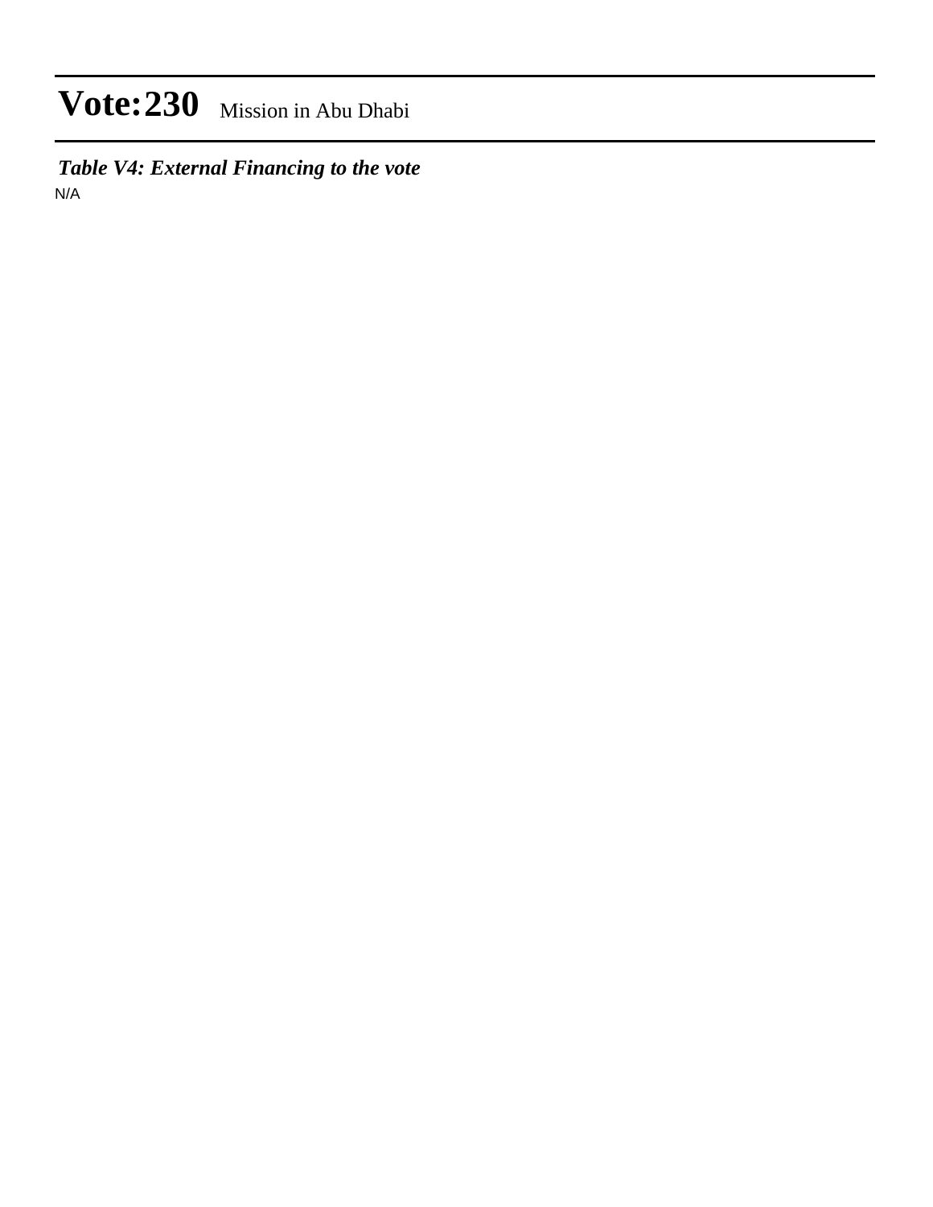# Vote:230 Mission in Abu Dhabi

***Table V4: External Financing to the vote***

N/A